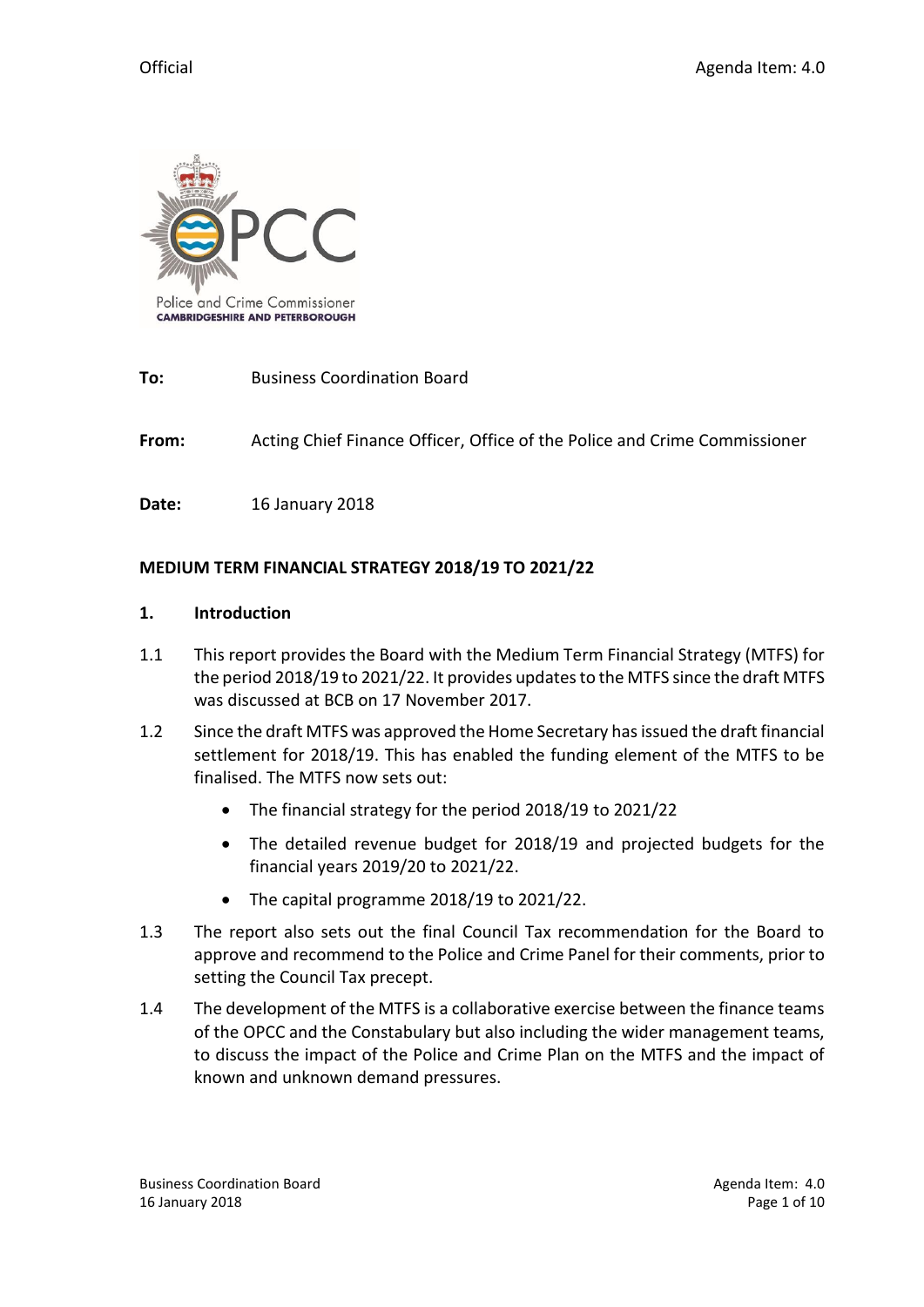Official Agenda Item: 4.0

Police and Crime Commissioner
CAMBRIDGESHIRE AND PETERBOROUGH

**To:** Business Coordination Board

**From:** Acting Chief Finance Officer, Office of the Police and Crime Commissioner

**Date:** 16 January 2018

**MEDIUM TERM FINANCIAL STRATEGY 2018/19 TO 2021/22**

**1. Introduction**

1.1 This report provides the Board with the Medium Term Financial Strategy (MTFS) for the period 2018/19 to 2021/22. It provides updates to the MTFS since the draft MTFS was discussed at BCB on 17 November 2017.

1.2 Since the draft MTFS was approved the Home Secretary has issued the draft financial settlement for 2018/19. This has enabled the funding element of the MTFS to be finalised. The MTFS now sets out:

- The financial strategy for the period 2018/19 to 2021/22
- The detailed revenue budget for 2018/19 and projected budgets for the financial years 2019/20 to 2021/22.
- The capital programme 2018/19 to 2021/22.

1.3 The report also sets out the final Council Tax recommendation for the Board to approve and recommend to the Police and Crime Panel for their comments, prior to setting the Council Tax precept.

1.4 The development of the MTFS is a collaborative exercise between the finance teams of the OPCC and the Constabulary but also including the wider management teams, to discuss the impact of the Police and Crime Plan on the MTFS and the impact of known and unknown demand pressures.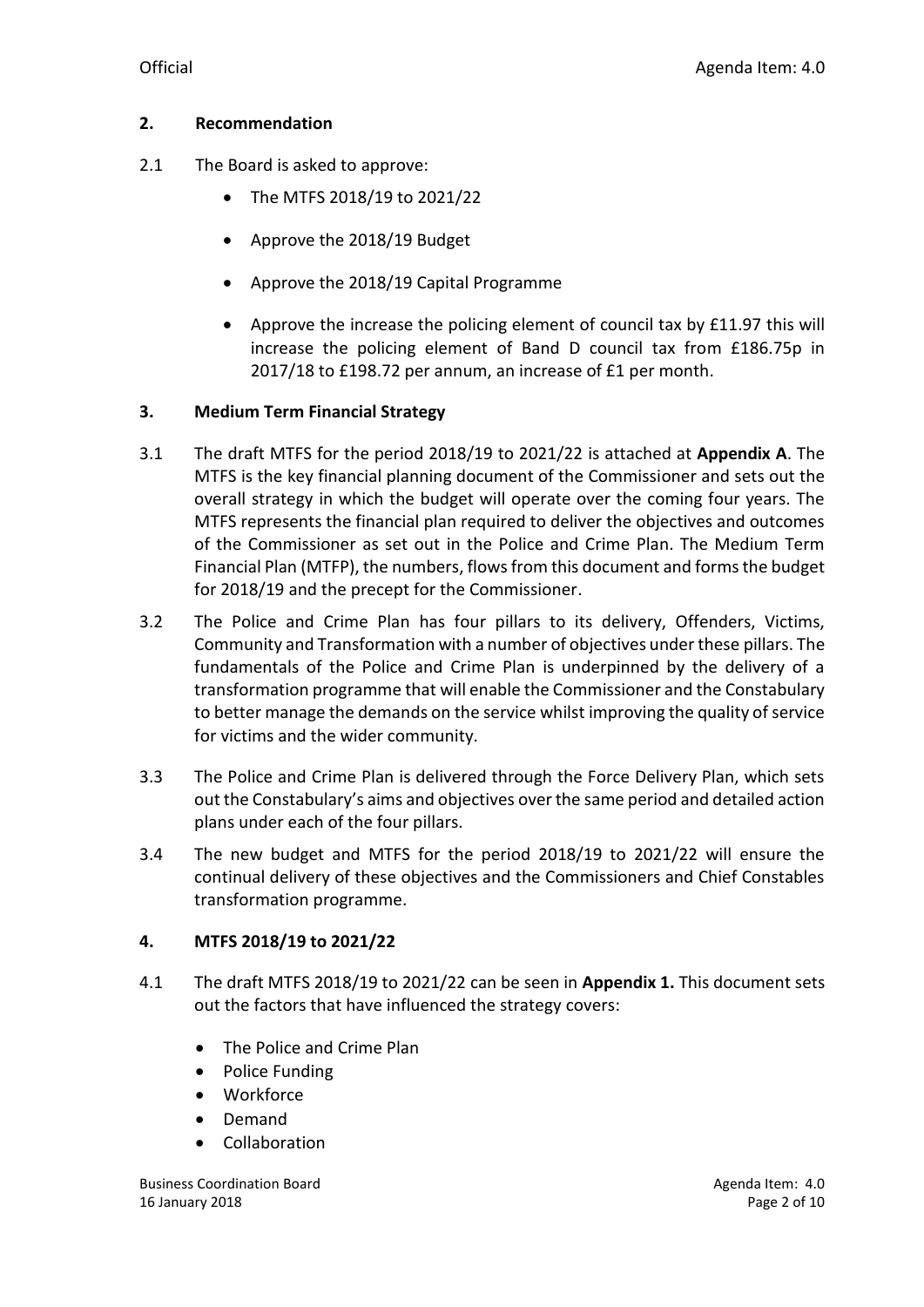## 2. Recommendation

2.1 The Board is asked to approve:

- The MTFS 2018/19 to 2021/22
- Approve the 2018/19 Budget
- Approve the 2018/19 Capital Programme
- Approve the increase the policing element of council tax by £11.97 this will increase the policing element of Band D council tax from £186.75p in 2017/18 to £198.72 per annum, an increase of £1 per month.

## 3. Medium Term Financial Strategy

3.1 The draft MTFS for the period 2018/19 to 2021/22 is attached at **Appendix A**. The MTFS is the key financial planning document of the Commissioner and sets out the overall strategy in which the budget will operate over the coming four years. The MTFS represents the financial plan required to deliver the objectives and outcomes of the Commissioner as set out in the Police and Crime Plan. The Medium Term Financial Plan (MTFP), the numbers, flows from this document and forms the budget for 2018/19 and the precept for the Commissioner.

3.2 The Police and Crime Plan has four pillars to its delivery, Offenders, Victims, Community and Transformation with a number of objectives under these pillars. The fundamentals of the Police and Crime Plan is underpinned by the delivery of a transformation programme that will enable the Commissioner and the Constabulary to better manage the demands on the service whilst improving the quality of service for victims and the wider community.

3.3 The Police and Crime Plan is delivered through the Force Delivery Plan, which sets out the Constabulary's aims and objectives over the same period and detailed action plans under each of the four pillars.

3.4 The new budget and MTFS for the period 2018/19 to 2021/22 will ensure the continual delivery of these objectives and the Commissioners and Chief Constables transformation programme.

## 4. MTFS 2018/19 to 2021/22

4.1 The draft MTFS 2018/19 to 2021/22 can be seen in **Appendix 1.** This document sets out the factors that have influenced the strategy covers:

- The Police and Crime Plan
- Police Funding
- Workforce
- Demand
- Collaboration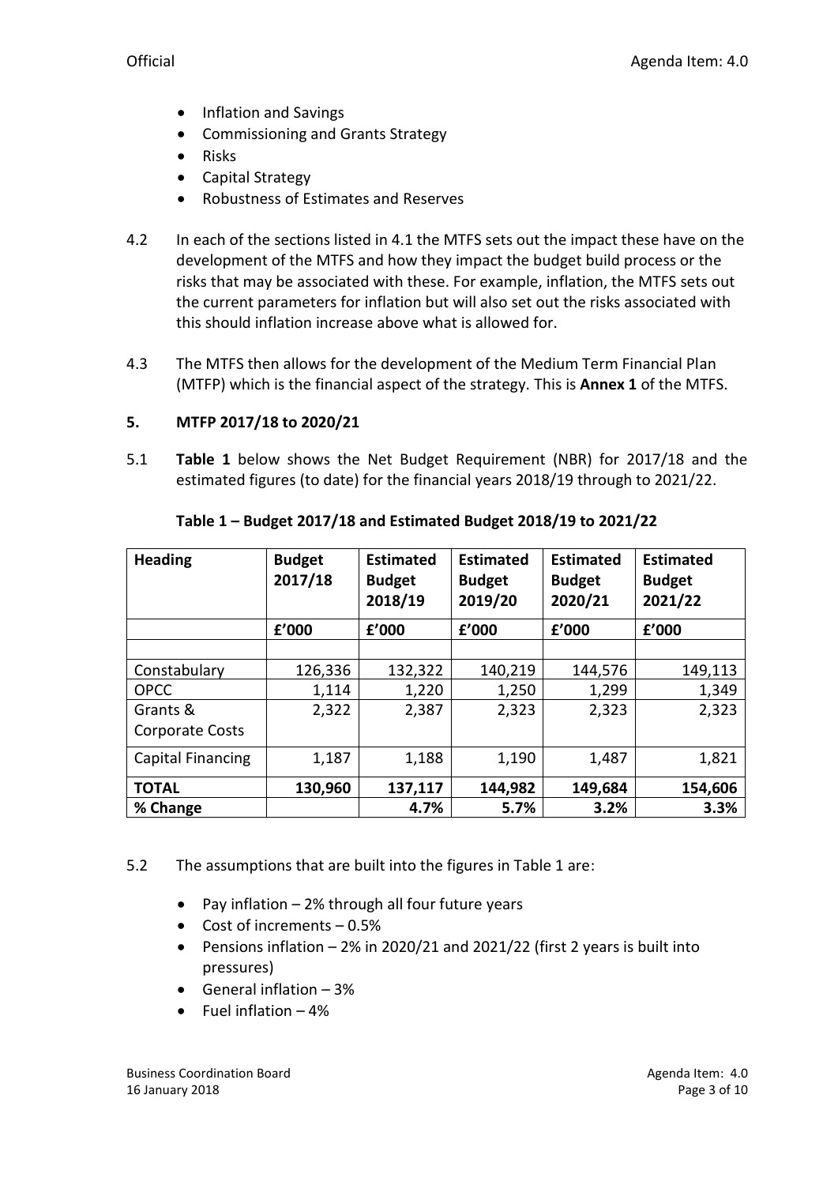- Inflation and Savings
- Commissioning and Grants Strategy
- Risks
- Capital Strategy
- Robustness of Estimates and Reserves

4.2 In each of the sections listed in 4.1 the MTFS sets out the impact these have on the development of the MTFS and how they impact the budget build process or the risks that may be associated with these. For example, inflation, the MTFS sets out the current parameters for inflation but will also set out the risks associated with this should inflation increase above what is allowed for.

4.3 The MTFS then allows for the development of the Medium Term Financial Plan (MTFP) which is the financial aspect of the strategy. This is **Annex 1** of the MTFS.

## 5. MTFP 2017/18 to 2020/21

5.1 **Table 1** below shows the Net Budget Requirement (NBR) for 2017/18 and the estimated figures (to date) for the financial years 2018/19 through to 2021/22.

**Table 1 – Budget 2017/18 and Estimated Budget 2018/19 to 2021/22**

| Heading | Budget 2017/18 | Estimated Budget 2018/19 | Estimated Budget 2019/20 | Estimated Budget 2020/21 | Estimated Budget 2021/22 |
|---|---|---|---|---|---|
| | £'000 | £'000 | £'000 | £'000 | £'000 |
| | | | | | |
| Constabulary | 126,336 | 132,322 | 140,219 | 144,576 | 149,113 |
| OPCC | 1,114 | 1,220 | 1,250 | 1,299 | 1,349 |
| Grants & Corporate Costs | 2,322 | 2,387 | 2,323 | 2,323 | 2,323 |
| Capital Financing | 1,187 | 1,188 | 1,190 | 1,487 | 1,821 |
| **TOTAL** | **130,960** | **137,117** | **144,982** | **149,684** | **154,606** |
| **% Change** | | **4.7%** | **5.7%** | **3.2%** | **3.3%** |

5.2 The assumptions that are built into the figures in Table 1 are:

- Pay inflation – 2% through all four future years
- Cost of increments – 0.5%
- Pensions inflation – 2% in 2020/21 and 2021/22 (first 2 years is built into pressures)
- General inflation – 3%
- Fuel inflation – 4%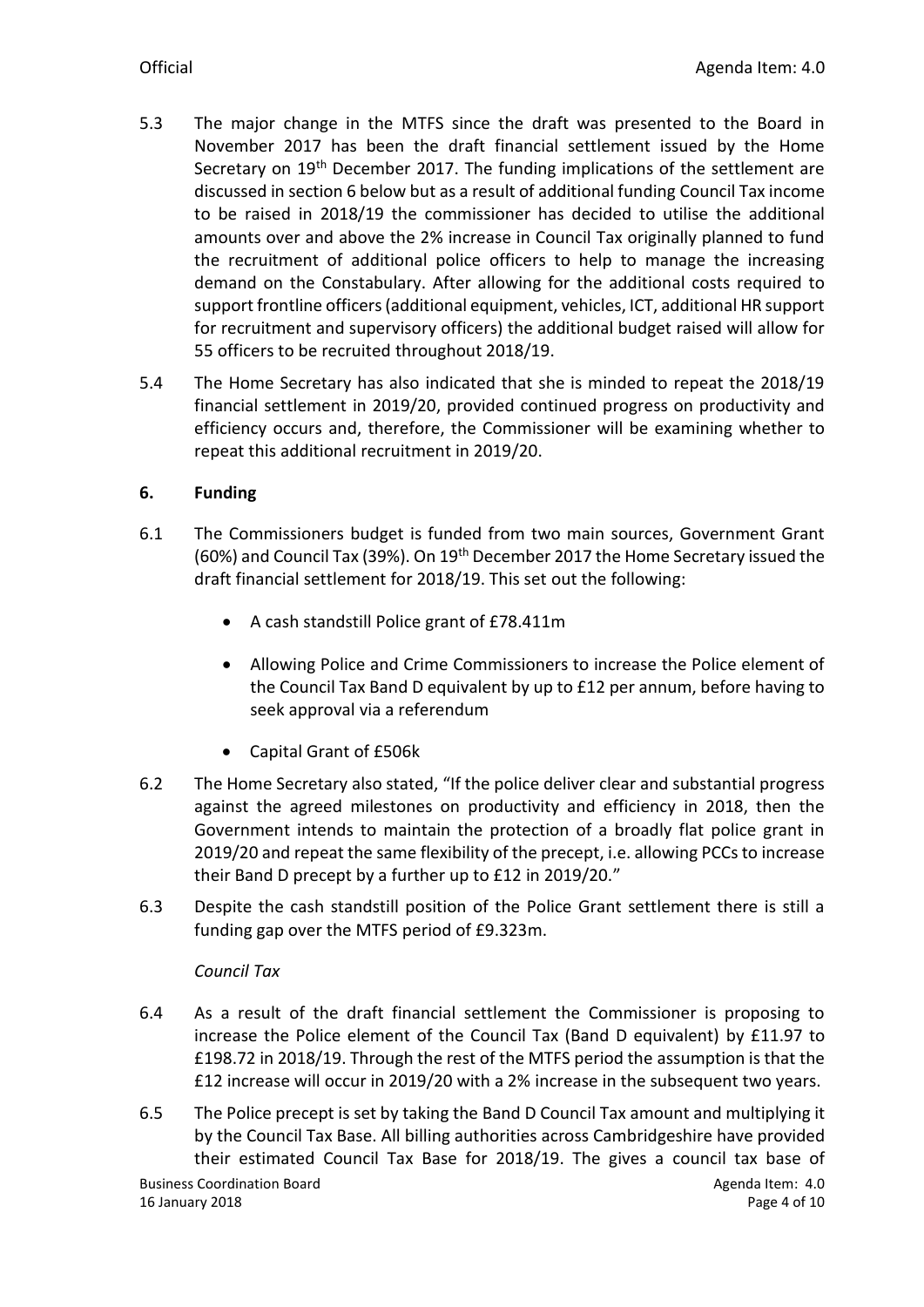5.3 The major change in the MTFS since the draft was presented to the Board in November 2017 has been the draft financial settlement issued by the Home Secretary on 19th December 2017. The funding implications of the settlement are discussed in section 6 below but as a result of additional funding Council Tax income to be raised in 2018/19 the commissioner has decided to utilise the additional amounts over and above the 2% increase in Council Tax originally planned to fund the recruitment of additional police officers to help to manage the increasing demand on the Constabulary. After allowing for the additional costs required to support frontline officers (additional equipment, vehicles, ICT, additional HR support for recruitment and supervisory officers) the additional budget raised will allow for 55 officers to be recruited throughout 2018/19.

5.4 The Home Secretary has also indicated that she is minded to repeat the 2018/19 financial settlement in 2019/20, provided continued progress on productivity and efficiency occurs and, therefore, the Commissioner will be examining whether to repeat this additional recruitment in 2019/20.

## 6. Funding

6.1 The Commissioners budget is funded from two main sources, Government Grant (60%) and Council Tax (39%). On 19th December 2017 the Home Secretary issued the draft financial settlement for 2018/19. This set out the following:

- A cash standstill Police grant of £78.411m
- Allowing Police and Crime Commissioners to increase the Police element of the Council Tax Band D equivalent by up to £12 per annum, before having to seek approval via a referendum
- Capital Grant of £506k

6.2 The Home Secretary also stated, "If the police deliver clear and substantial progress against the agreed milestones on productivity and efficiency in 2018, then the Government intends to maintain the protection of a broadly flat police grant in 2019/20 and repeat the same flexibility of the precept, i.e. allowing PCCs to increase their Band D precept by a further up to £12 in 2019/20."

6.3 Despite the cash standstill position of the Police Grant settlement there is still a funding gap over the MTFS period of £9.323m.

*Council Tax*

6.4 As a result of the draft financial settlement the Commissioner is proposing to increase the Police element of the Council Tax (Band D equivalent) by £11.97 to £198.72 in 2018/19. Through the rest of the MTFS period the assumption is that the £12 increase will occur in 2019/20 with a 2% increase in the subsequent two years.

6.5 The Police precept is set by taking the Band D Council Tax amount and multiplying it by the Council Tax Base. All billing authorities across Cambridgeshire have provided their estimated Council Tax Base for 2018/19. The gives a council tax base of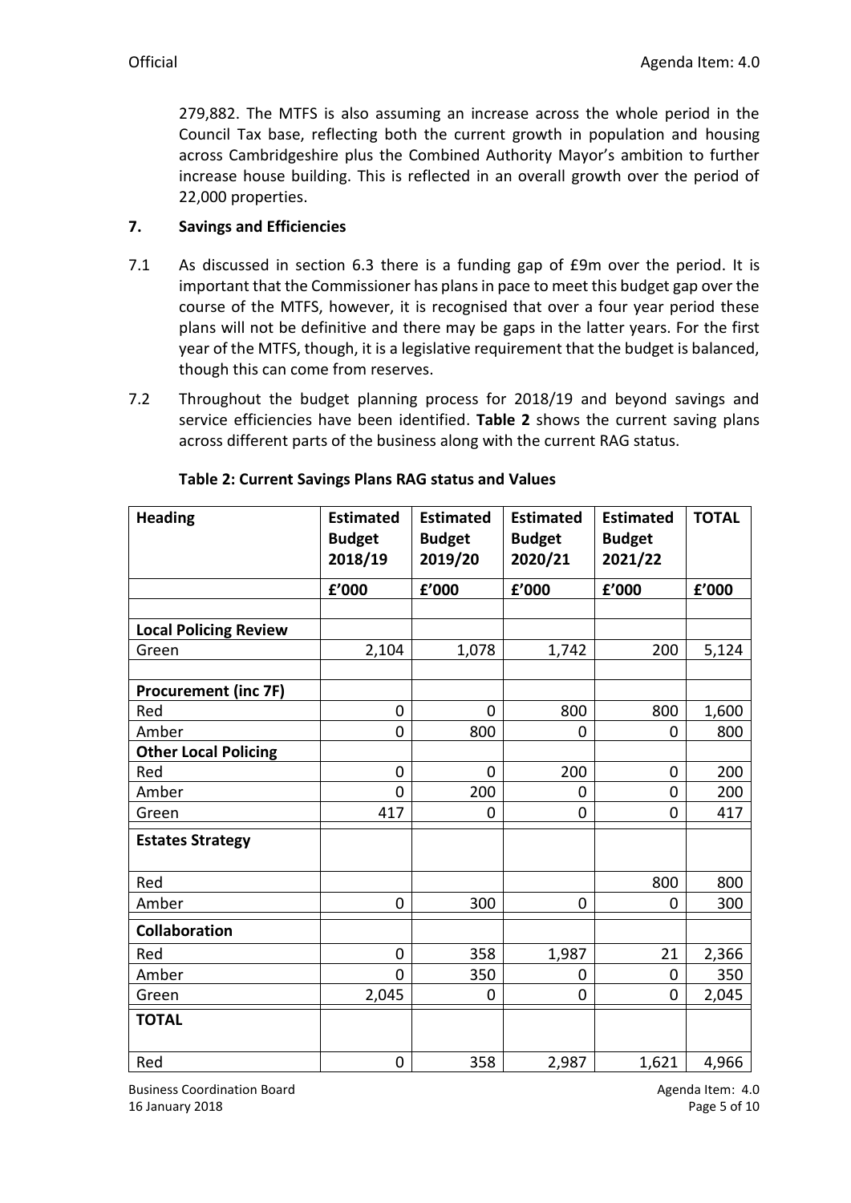279,882. The MTFS is also assuming an increase across the whole period in the Council Tax base, reflecting both the current growth in population and housing across Cambridgeshire plus the Combined Authority Mayor's ambition to further increase house building. This is reflected in an overall growth over the period of 22,000 properties.

## 7. Savings and Efficiencies

7.1 As discussed in section 6.3 there is a funding gap of £9m over the period. It is important that the Commissioner has plans in pace to meet this budget gap over the course of the MTFS, however, it is recognised that over a four year period these plans will not be definitive and there may be gaps in the latter years. For the first year of the MTFS, though, it is a legislative requirement that the budget is balanced, though this can come from reserves.

7.2 Throughout the budget planning process for 2018/19 and beyond savings and service efficiencies have been identified. **Table 2** shows the current saving plans across different parts of the business along with the current RAG status.

**Table 2: Current Savings Plans RAG status and Values**

| Heading | Estimated Budget 2018/19 | Estimated Budget 2019/20 | Estimated Budget 2020/21 | Estimated Budget 2021/22 | TOTAL |
|---|---|---|---|---|---|
| | £'000 | £'000 | £'000 | £'000 | £'000 |
| | | | | | |
| **Local Policing Review** | | | | | |
| Green | 2,104 | 1,078 | 1,742 | 200 | 5,124 |
| | | | | | |
| **Procurement (inc 7F)** | | | | | |
| Red | 0 | 0 | 800 | 800 | 1,600 |
| Amber | 0 | 800 | 0 | 0 | 800 |
| **Other Local Policing** | | | | | |
| Red | 0 | 0 | 200 | 0 | 200 |
| Amber | 0 | 200 | 0 | 0 | 200 |
| Green | 417 | 0 | 0 | 0 | 417 |
| **Estates Strategy** | | | | | |
| Red | | | | 800 | 800 |
| Amber | 0 | 300 | 0 | 0 | 300 |
| **Collaboration** | | | | | |
| Red | 0 | 358 | 1,987 | 21 | 2,366 |
| Amber | 0 | 350 | 0 | 0 | 350 |
| Green | 2,045 | 0 | 0 | 0 | 2,045 |
| **TOTAL** | | | | | |
| Red | 0 | 358 | 2,987 | 1,621 | 4,966 |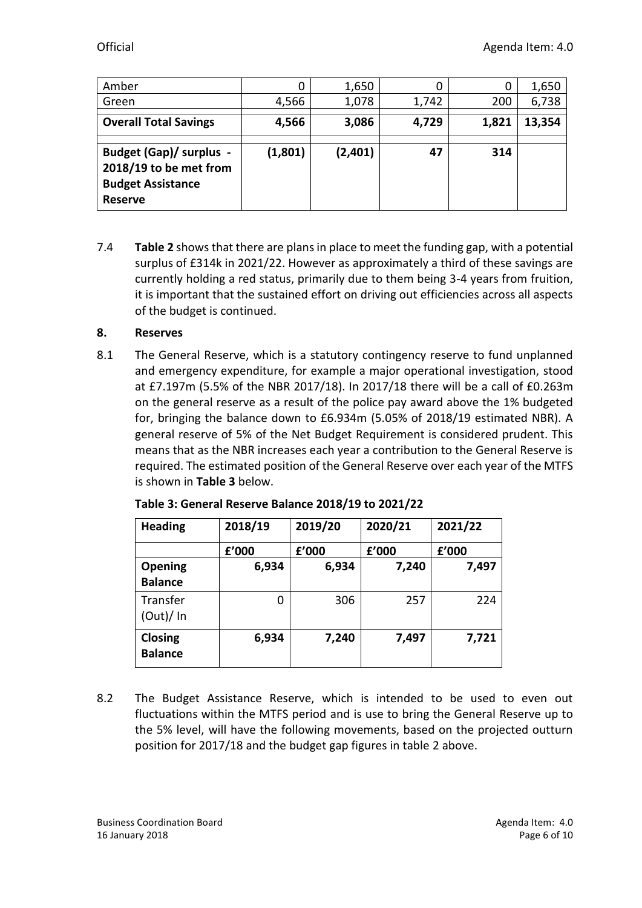| | | | | | |
|---|---|---|---|---|---|
| Amber | 0 | 1,650 | 0 | 0 | 1,650 |
| Green | 4,566 | 1,078 | 1,742 | 200 | 6,738 |
| **Overall Total Savings** | **4,566** | **3,086** | **4,729** | **1,821** | **13,354** |
| **Budget (Gap)/ surplus - 2018/19 to be met from Budget Assistance Reserve** | **(1,801)** | **(2,401)** | **47** | **314** | |

7.4 **Table 2** shows that there are plans in place to meet the funding gap, with a potential surplus of £314k in 2021/22. However as approximately a third of these savings are currently holding a red status, primarily due to them being 3-4 years from fruition, it is important that the sustained effort on driving out efficiencies across all aspects of the budget is continued.

## 8. Reserves

8.1 The General Reserve, which is a statutory contingency reserve to fund unplanned and emergency expenditure, for example a major operational investigation, stood at £7.197m (5.5% of the NBR 2017/18). In 2017/18 there will be a call of £0.263m on the general reserve as a result of the police pay award above the 1% budgeted for, bringing the balance down to £6.934m (5.05% of 2018/19 estimated NBR). A general reserve of 5% of the Net Budget Requirement is considered prudent. This means that as the NBR increases each year a contribution to the General Reserve is required. The estimated position of the General Reserve over each year of the MTFS is shown in **Table 3** below.

**Table 3: General Reserve Balance 2018/19 to 2021/22**

| Heading | 2018/19 | 2019/20 | 2020/21 | 2021/22 |
|---|---|---|---|---|
| | £'000 | £'000 | £'000 | £'000 |
| **Opening Balance** | **6,934** | **6,934** | **7,240** | **7,497** |
| Transfer (Out)/ In | 0 | 306 | 257 | 224 |
| **Closing Balance** | **6,934** | **7,240** | **7,497** | **7,721** |

8.2 The Budget Assistance Reserve, which is intended to be used to even out fluctuations within the MTFS period and is use to bring the General Reserve up to the 5% level, will have the following movements, based on the projected outturn position for 2017/18 and the budget gap figures in table 2 above.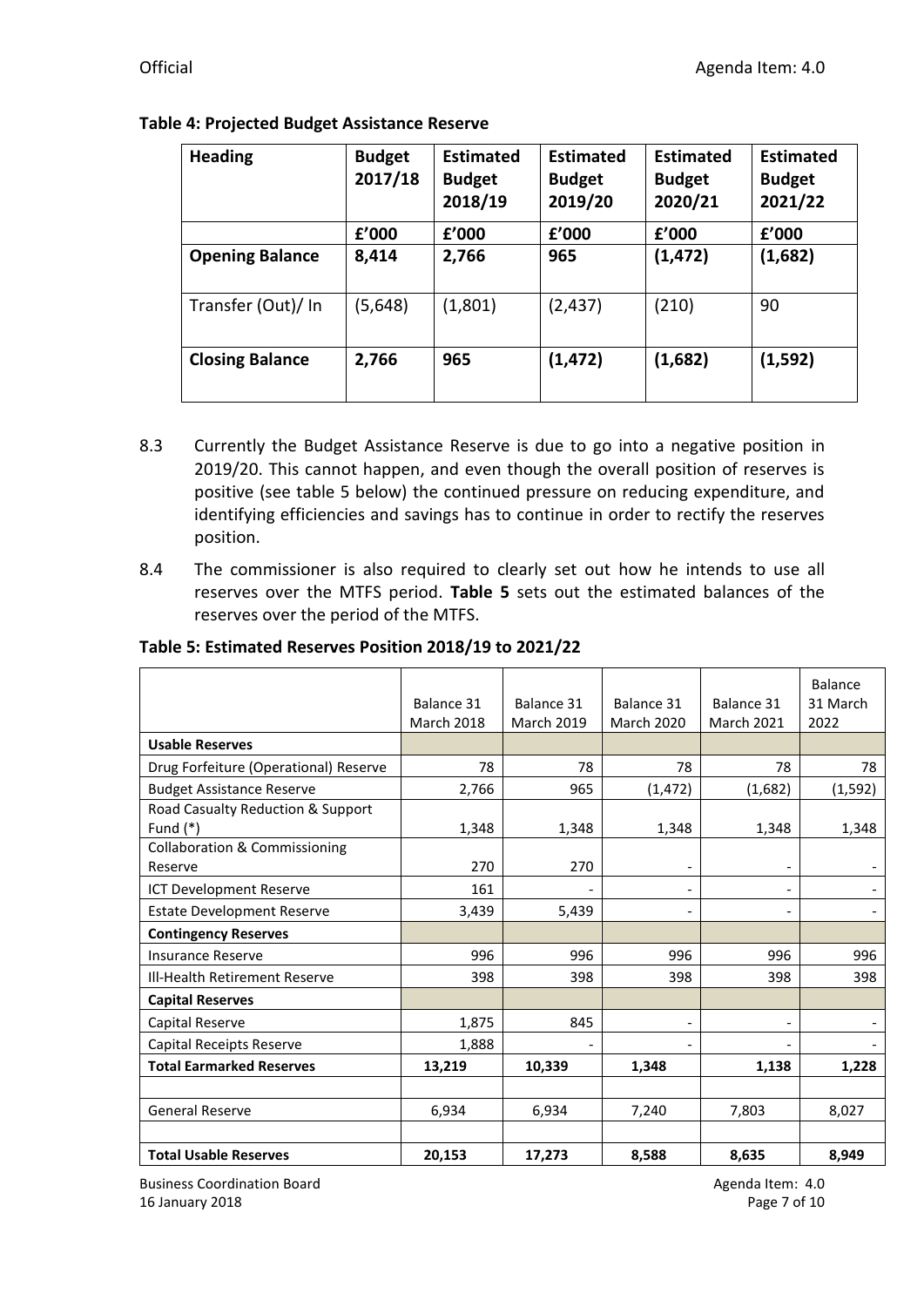**Table 4: Projected Budget Assistance Reserve**

| Heading | Budget 2017/18 | Estimated Budget 2018/19 | Estimated Budget 2019/20 | Estimated Budget 2020/21 | Estimated Budget 2021/22 |
|---|---|---|---|---|---|
| | **£'000** | **£'000** | **£'000** | **£'000** | **£'000** |
| **Opening Balance** | **8,414** | **2,766** | **965** | **(1,472)** | **(1,682)** |
| Transfer (Out)/ In | (5,648) | (1,801) | (2,437) | (210) | 90 |
| **Closing Balance** | **2,766** | **965** | **(1,472)** | **(1,682)** | **(1,592)** |

8.3 Currently the Budget Assistance Reserve is due to go into a negative position in 2019/20. This cannot happen, and even though the overall position of reserves is positive (see table 5 below) the continued pressure on reducing expenditure, and identifying efficiencies and savings has to continue in order to rectify the reserves position.

8.4 The commissioner is also required to clearly set out how he intends to use all reserves over the MTFS period. **Table 5** sets out the estimated balances of the reserves over the period of the MTFS.

**Table 5: Estimated Reserves Position 2018/19 to 2021/22**

| | Balance 31 March 2018 | Balance 31 March 2019 | Balance 31 March 2020 | Balance 31 March 2021 | Balance 31 March 2022 |
|---|---|---|---|---|---|
| **Usable Reserves** | | | | | |
| Drug Forfeiture (Operational) Reserve | 78 | 78 | 78 | 78 | 78 |
| Budget Assistance Reserve | 2,766 | 965 | (1,472) | (1,682) | (1,592) |
| Road Casualty Reduction & Support Fund (*) | 1,348 | 1,348 | 1,348 | 1,348 | 1,348 |
| Collaboration & Commissioning Reserve | 270 | 270 | - | - | - |
| ICT Development Reserve | 161 | - | - | - | - |
| Estate Development Reserve | 3,439 | 5,439 | - | - | - |
| **Contingency Reserves** | | | | | |
| Insurance Reserve | 996 | 996 | 996 | 996 | 996 |
| Ill-Health Retirement Reserve | 398 | 398 | 398 | 398 | 398 |
| **Capital Reserves** | | | | | |
| Capital Reserve | 1,875 | 845 | - | - | - |
| Capital Receipts Reserve | 1,888 | - | - | - | - |
| **Total Earmarked Reserves** | **13,219** | **10,339** | **1,348** | **1,138** | **1,228** |
| | | | | | |
| General Reserve | 6,934 | 6,934 | 7,240 | 7,803 | 8,027 |
| | | | | | |
| **Total Usable Reserves** | **20,153** | **17,273** | **8,588** | **8,635** | **8,949** |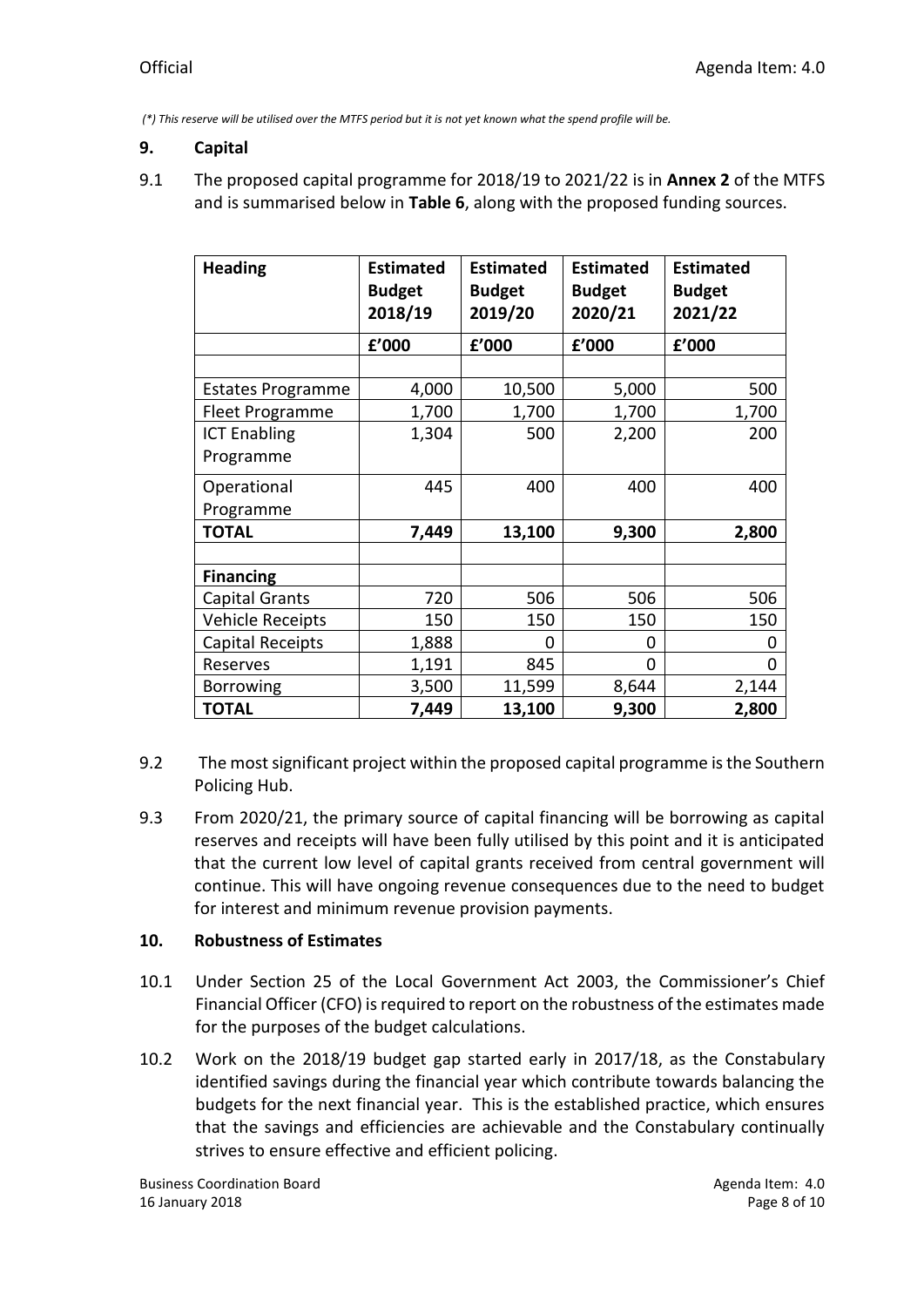*(*) This reserve will be utilised over the MTFS period but it is not yet known what the spend profile will be.*

## 9. Capital

9.1 The proposed capital programme for 2018/19 to 2021/22 is in **Annex 2** of the MTFS and is summarised below in **Table 6**, along with the proposed funding sources.

| Heading | Estimated Budget 2018/19 | Estimated Budget 2019/20 | Estimated Budget 2020/21 | Estimated Budget 2021/22 |
|---|---|---|---|---|
| | £'000 | £'000 | £'000 | £'000 |
| | | | | |
| Estates Programme | 4,000 | 10,500 | 5,000 | 500 |
| Fleet Programme | 1,700 | 1,700 | 1,700 | 1,700 |
| ICT Enabling Programme | 1,304 | 500 | 2,200 | 200 |
| Operational Programme | 445 | 400 | 400 | 400 |
| **TOTAL** | **7,449** | **13,100** | **9,300** | **2,800** |
| | | | | |
| **Financing** | | | | |
| Capital Grants | 720 | 506 | 506 | 506 |
| Vehicle Receipts | 150 | 150 | 150 | 150 |
| Capital Receipts | 1,888 | 0 | 0 | 0 |
| Reserves | 1,191 | 845 | 0 | 0 |
| Borrowing | 3,500 | 11,599 | 8,644 | 2,144 |
| **TOTAL** | **7,449** | **13,100** | **9,300** | **2,800** |

9.2 The most significant project within the proposed capital programme is the Southern Policing Hub.

9.3 From 2020/21, the primary source of capital financing will be borrowing as capital reserves and receipts will have been fully utilised by this point and it is anticipated that the current low level of capital grants received from central government will continue. This will have ongoing revenue consequences due to the need to budget for interest and minimum revenue provision payments.

## 10. Robustness of Estimates

10.1 Under Section 25 of the Local Government Act 2003, the Commissioner's Chief Financial Officer (CFO) is required to report on the robustness of the estimates made for the purposes of the budget calculations.

10.2 Work on the 2018/19 budget gap started early in 2017/18, as the Constabulary identified savings during the financial year which contribute towards balancing the budgets for the next financial year. This is the established practice, which ensures that the savings and efficiencies are achievable and the Constabulary continually strives to ensure effective and efficient policing.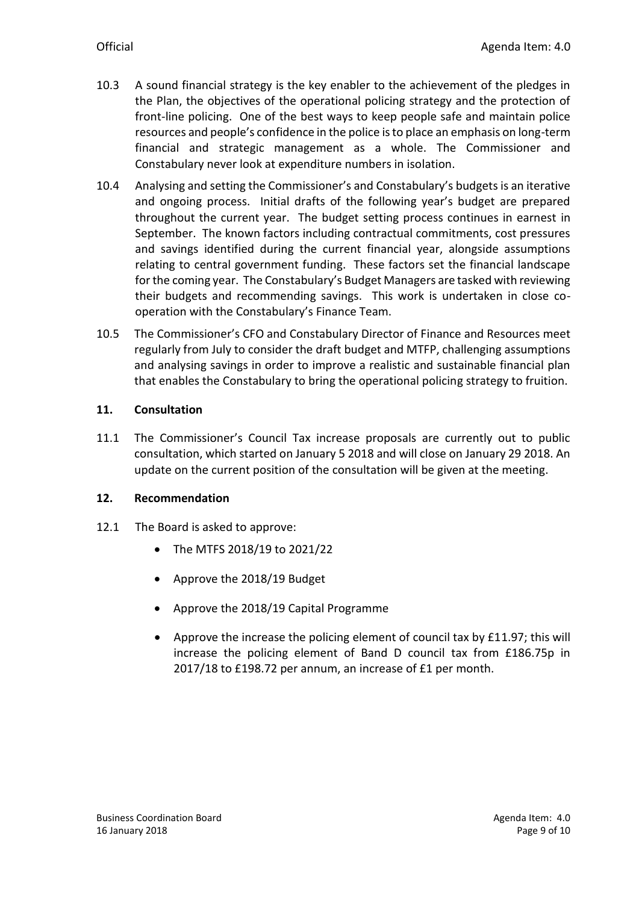10.3 A sound financial strategy is the key enabler to the achievement of the pledges in the Plan, the objectives of the operational policing strategy and the protection of front-line policing. One of the best ways to keep people safe and maintain police resources and people's confidence in the police is to place an emphasis on long-term financial and strategic management as a whole. The Commissioner and Constabulary never look at expenditure numbers in isolation.

10.4 Analysing and setting the Commissioner's and Constabulary's budgets is an iterative and ongoing process. Initial drafts of the following year's budget are prepared throughout the current year. The budget setting process continues in earnest in September. The known factors including contractual commitments, cost pressures and savings identified during the current financial year, alongside assumptions relating to central government funding. These factors set the financial landscape for the coming year. The Constabulary's Budget Managers are tasked with reviewing their budgets and recommending savings. This work is undertaken in close co-operation with the Constabulary's Finance Team.

10.5 The Commissioner's CFO and Constabulary Director of Finance and Resources meet regularly from July to consider the draft budget and MTFP, challenging assumptions and analysing savings in order to improve a realistic and sustainable financial plan that enables the Constabulary to bring the operational policing strategy to fruition.

## 11. Consultation

11.1 The Commissioner's Council Tax increase proposals are currently out to public consultation, which started on January 5 2018 and will close on January 29 2018. An update on the current position of the consultation will be given at the meeting.

## 12. Recommendation

12.1 The Board is asked to approve:

- The MTFS 2018/19 to 2021/22
- Approve the 2018/19 Budget
- Approve the 2018/19 Capital Programme
- Approve the increase the policing element of council tax by £11.97; this will increase the policing element of Band D council tax from £186.75p in 2017/18 to £198.72 per annum, an increase of £1 per month.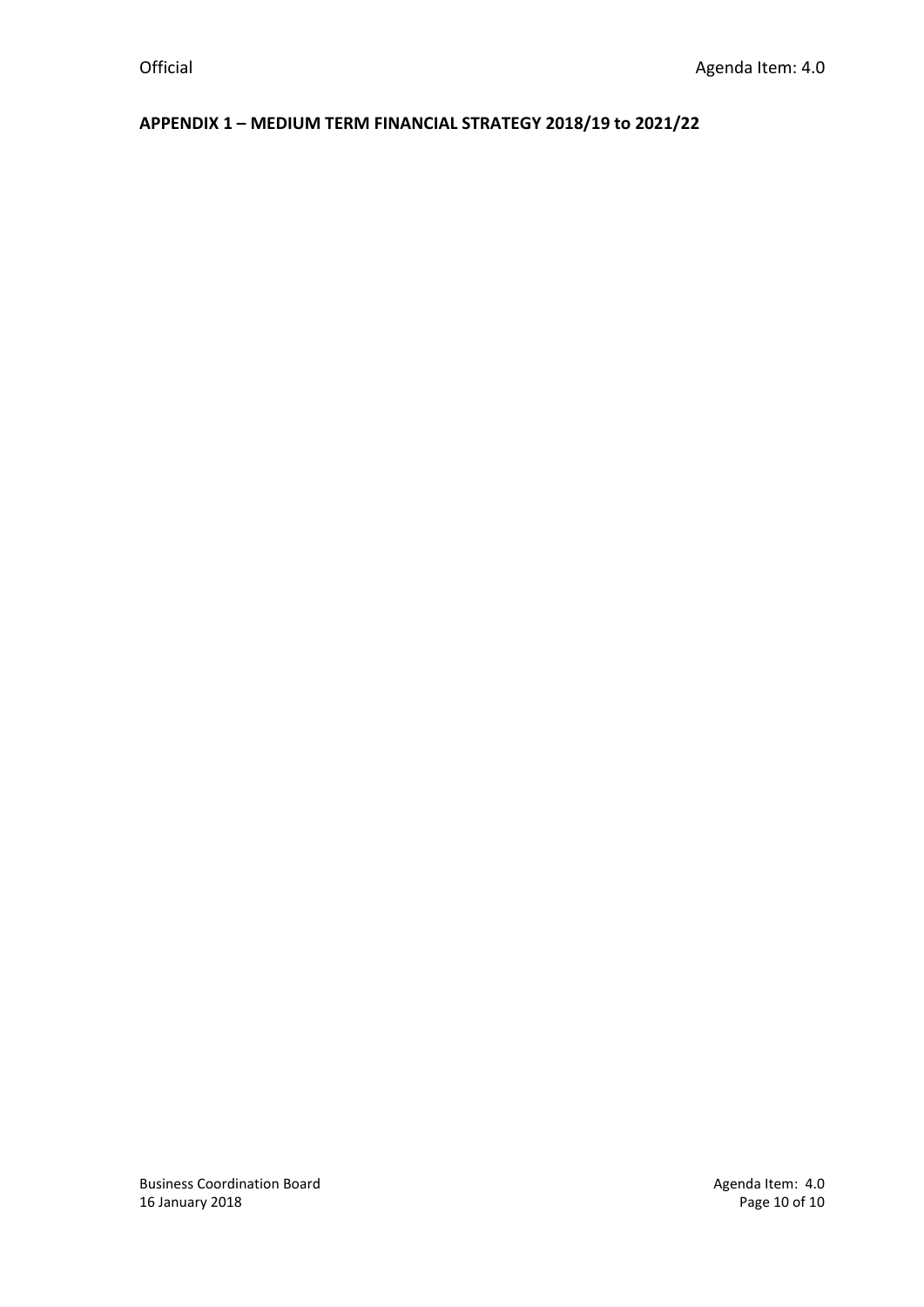**APPENDIX 1 – MEDIUM TERM FINANCIAL STRATEGY 2018/19 to 2021/22**